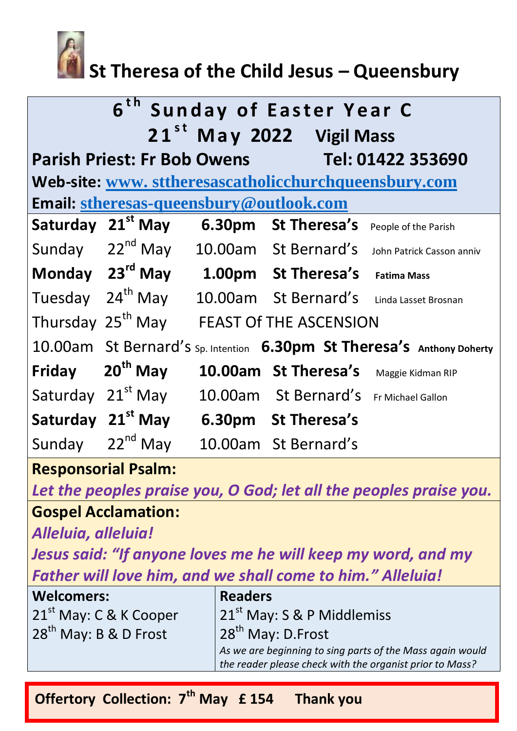# St Theresa of the Child Jesus – Queensbury

## 6th Sunday of Easter Year C

**21st May 2022 Vigil Mass**

**Parish Priest: Fr Bob Owens** **Tel: 01422 353690**

**Web-site:** www. sttheresascatholicchurchqueensbury.com

**Email:** stheresas-queensbury@outlook.com

| | | | | |
|---|---|---|---|---|
| **Saturday** | **21st May** | **6.30pm** | **St Theresa's** | People of the Parish |
| Sunday | 22nd May | 10.00am | St Bernard's | John Patrick Casson anniv |
| **Monday** | **23rd May** | **1.00pm** | **St Theresa's** | **Fatima Mass** |
| Tuesday | 24th May | 10.00am | St Bernard's | Linda Lasset Brosnan |
| Thursday | 25th May | FEAST Of THE ASCENSION | | |

10.00am St Bernard's Sp. Intention **6.30pm St Theresa's Anthony Doherty**

| | | | | |
|---|---|---|---|---|
| **Friday** | **20th May** | **10.00am** | **St Theresa's** | Maggie Kidman RIP |
| Saturday | 21st May | 10.00am | St Bernard's | Fr Michael Gallon |
| **Saturday** | **21st May** | **6.30pm** | **St Theresa's** | |
| Sunday | 22nd May | 10.00am | St Bernard's | |

**Responsorial Psalm:**

***Let the peoples praise you, O God; let all the peoples praise you.***

**Gospel Acclamation:**

***Alleluia, alleluia!***

***Jesus said: "If anyone loves me he will keep my word, and my Father will love him, and we shall come to him." Alleluia!***

| **Welcomers:** | **Readers** |
|---|---|
| 21st May: C & K Cooper | 21st May: S & P Middlemiss |
| 28th May: B & D Frost | 28th May: D.Frost |
| | *As we are beginning to sing parts of the Mass again would the reader please check with the organist prior to Mass?* |

**Offertory Collection: 7th May £ 154 Thank you**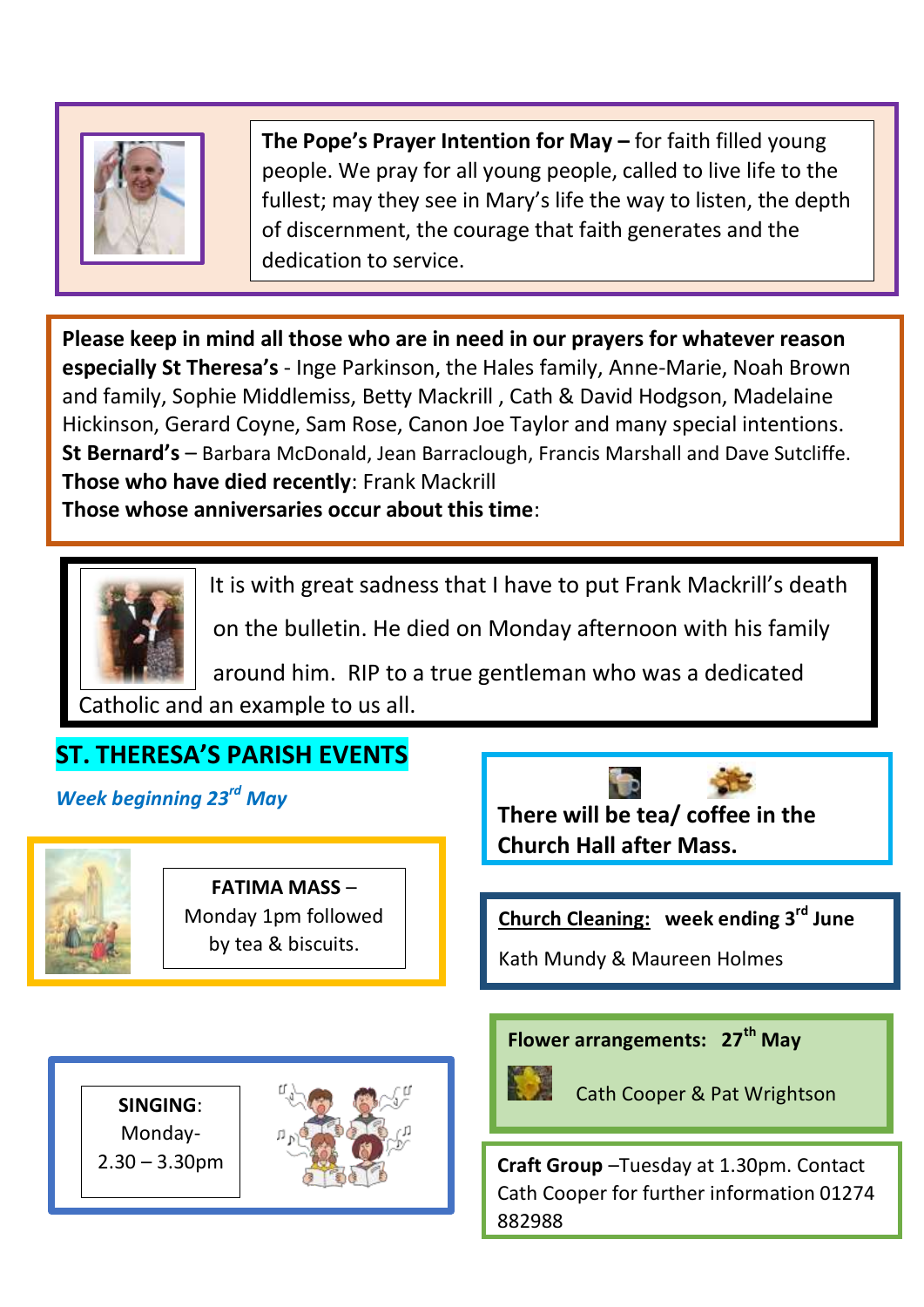**The Pope's Prayer Intention for May –** for faith filled young people. We pray for all young people, called to live life to the fullest; may they see in Mary's life the way to listen, the depth of discernment, the courage that faith generates and the dedication to service.

**Please keep in mind all those who are in need in our prayers for whatever reason especially St Theresa's** - Inge Parkinson, the Hales family, Anne-Marie, Noah Brown and family, Sophie Middlemiss, Betty Mackrill , Cath & David Hodgson, Madelaine Hickinson, Gerard Coyne, Sam Rose, Canon Joe Taylor and many special intentions.
**St Bernard's** – Barbara McDonald, Jean Barraclough, Francis Marshall and Dave Sutcliffe.
**Those who have died recently**: Frank Mackrill
**Those whose anniversaries occur about this time**:

It is with great sadness that I have to put Frank Mackrill's death on the bulletin. He died on Monday afternoon with his family around him. RIP to a true gentleman who was a dedicated Catholic and an example to us all.

## ST. THERESA'S PARISH EVENTS

***Week beginning 23rd May***

**FATIMA MASS** – Monday 1pm followed by tea & biscuits.

**SINGING**: Monday- 2.30 – 3.30pm

**There will be tea/ coffee in the Church Hall after Mass.**

**Church Cleaning: week ending 3rd June**

Kath Mundy & Maureen Holmes

**Flower arrangements: 27th May**

Cath Cooper & Pat Wrightson

**Craft Group** –Tuesday at 1.30pm. Contact Cath Cooper for further information 01274 882988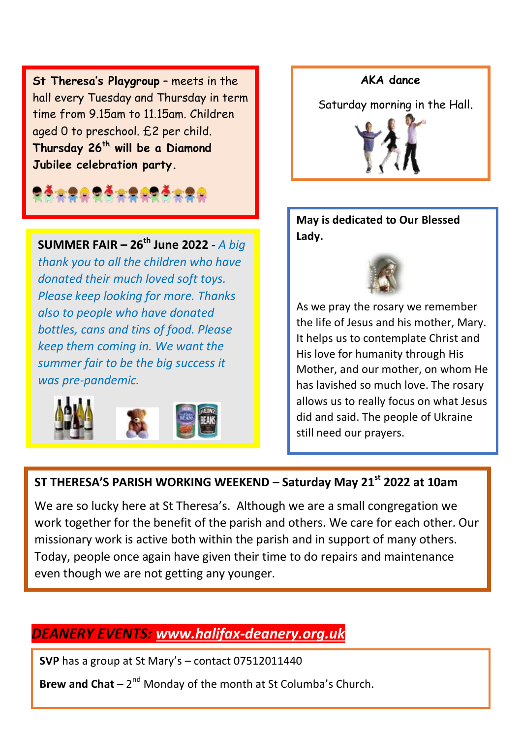**St Theresa's Playgroup** – meets in the hall every Tuesday and Thursday in term time from 9.15am to 11.15am. Children aged 0 to preschool. £2 per child. **Thursday 26th will be a Diamond Jubilee celebration party.**

**SUMMER FAIR – 26th June 2022 -** *A big thank you to all the children who have donated their much loved soft toys. Please keep looking for more. Thanks also to people who have donated bottles, cans and tins of food. Please keep them coming in. We want the summer fair to be the big success it was pre-pandemic.*

**AKA dance**

Saturday morning in the Hall.

**May is dedicated to Our Blessed Lady.**

As we pray the rosary we remember the life of Jesus and his mother, Mary. It helps us to contemplate Christ and His love for humanity through His Mother, and our mother, on whom He has lavished so much love. The rosary allows us to really focus on what Jesus did and said. The people of Ukraine still need our prayers.

**ST THERESA'S PARISH WORKING WEEKEND – Saturday May 21st 2022 at 10am**

We are so lucky here at St Theresa's. Although we are a small congregation we work together for the benefit of the parish and others. We care for each other. Our missionary work is active both within the parish and in support of many others. Today, people once again have given their time to do repairs and maintenance even though we are not getting any younger.

## *DEANERY EVENTS: www.halifax-deanery.org.uk*

**SVP** has a group at St Mary's – contact 07512011440

**Brew and Chat** – 2nd Monday of the month at St Columba's Church.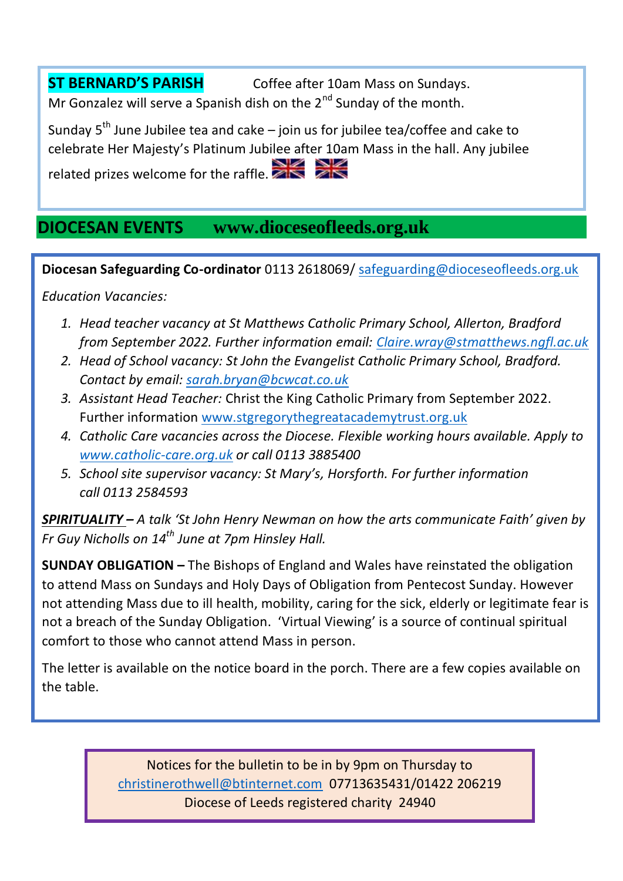**ST BERNARD'S PARISH** Coffee after 10am Mass on Sundays.

Mr Gonzalez will serve a Spanish dish on the 2nd Sunday of the month.

Sunday 5th June Jubilee tea and cake – join us for jubilee tea/coffee and cake to celebrate Her Majesty's Platinum Jubilee after 10am Mass in the hall. Any jubilee related prizes welcome for the raffle.

## DIOCESAN EVENTS www.dioceseofleeds.org.uk

**Diocesan Safeguarding Co-ordinator** 0113 2618069/ safeguarding@dioceseofleeds.org.uk

*Education Vacancies:*

1. *Head teacher vacancy at St Matthews Catholic Primary School, Allerton, Bradford from September 2022. Further information email: Claire.wray@stmatthews.ngfl.ac.uk*
2. *Head of School vacancy: St John the Evangelist Catholic Primary School, Bradford. Contact by email: sarah.bryan@bcwcat.co.uk*
3. *Assistant Head Teacher:* Christ the King Catholic Primary from September 2022. Further information www.stgregorythegreatacademytrust.org.uk
4. *Catholic Care vacancies across the Diocese. Flexible working hours available. Apply to www.catholic-care.org.uk or call 0113 3885400*
5. *School site supervisor vacancy: St Mary's, Horsforth. For further information call 0113 2584593*

***SPIRITUALITY*** *– A talk 'St John Henry Newman on how the arts communicate Faith' given by Fr Guy Nicholls on 14th June at 7pm Hinsley Hall.*

**SUNDAY OBLIGATION –** The Bishops of England and Wales have reinstated the obligation to attend Mass on Sundays and Holy Days of Obligation from Pentecost Sunday. However not attending Mass due to ill health, mobility, caring for the sick, elderly or legitimate fear is not a breach of the Sunday Obligation. 'Virtual Viewing' is a source of continual spiritual comfort to those who cannot attend Mass in person.

The letter is available on the notice board in the porch. There are a few copies available on the table.

Notices for the bulletin to be in by 9pm on Thursday to christinerothwell@btinternet.com 07713635431/01422 206219
Diocese of Leeds registered charity 24940